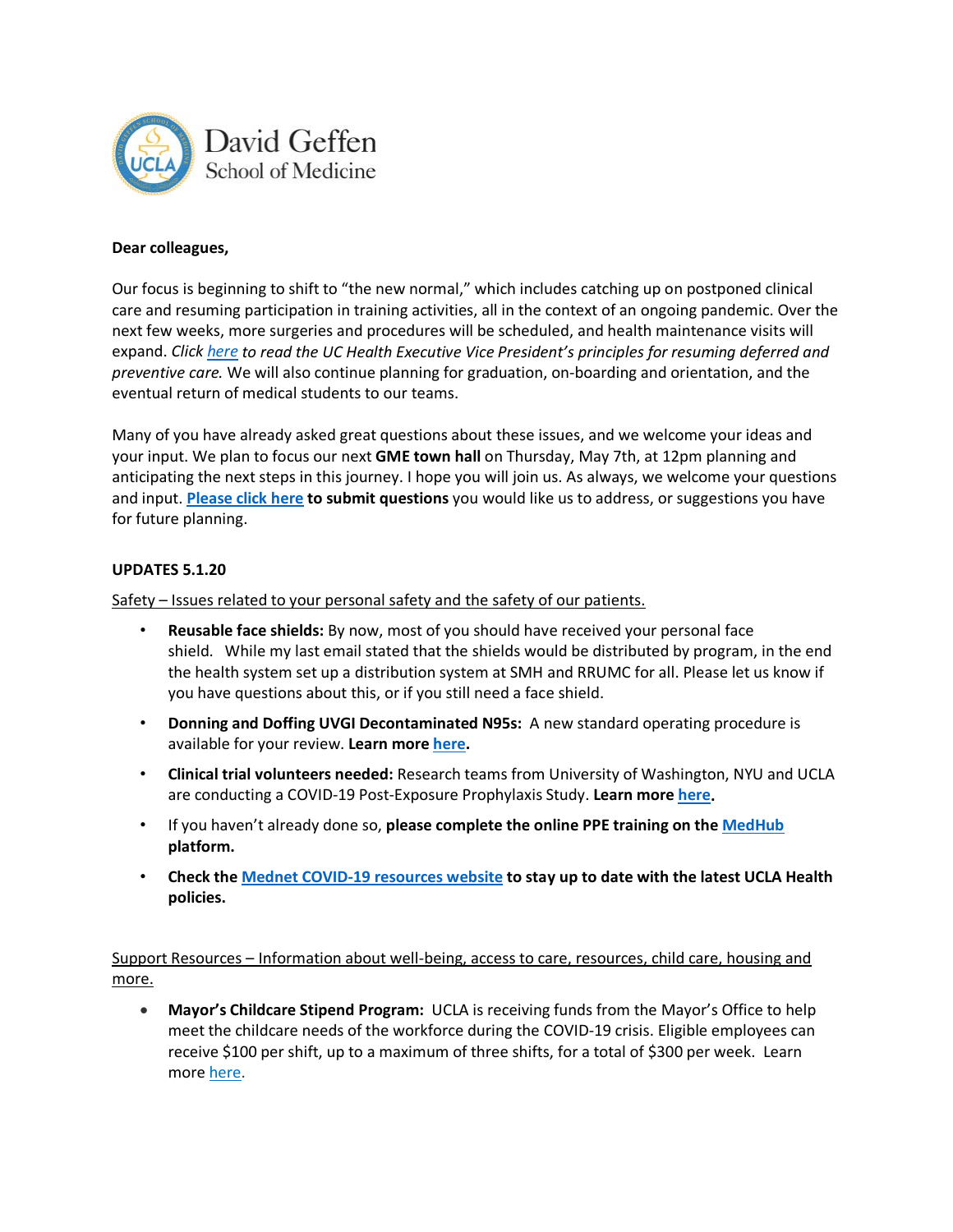David Geffen School of Medicine

**Dear colleagues,**

Our focus is beginning to shift to "the new normal," which includes catching up on postponed clinical care and resuming participation in training activities, all in the context of an ongoing pandemic. Over the next few weeks, more surgeries and procedures will be scheduled, and health maintenance visits will expand. *Click here to read the UC Health Executive Vice President's principles for resuming deferred and preventive care.* We will also continue planning for graduation, on-boarding and orientation, and the eventual return of medical students to our teams.

Many of you have already asked great questions about these issues, and we welcome your ideas and your input. We plan to focus our next **GME town hall** on Thursday, May 7th, at 12pm planning and anticipating the next steps in this journey. I hope you will join us. As always, we welcome your questions and input. **Please click here to submit questions** you would like us to address, or suggestions you have for future planning.

**UPDATES 5.1.20**

Safety – Issues related to your personal safety and the safety of our patients.

- **Reusable face shields:** By now, most of you should have received your personal face shield. While my last email stated that the shields would be distributed by program, in the end the health system set up a distribution system at SMH and RRUMC for all. Please let us know if you have questions about this, or if you still need a face shield.
- **Donning and Doffing UVGI Decontaminated N95s:** A new standard operating procedure is available for your review. **Learn more here.**
- **Clinical trial volunteers needed:** Research teams from University of Washington, NYU and UCLA are conducting a COVID-19 Post-Exposure Prophylaxis Study. **Learn more here.**
- If you haven't already done so, **please complete the online PPE training on the MedHub platform.**
- **Check the Mednet COVID-19 resources website to stay up to date with the latest UCLA Health policies.**

Support Resources – Information about well-being, access to care, resources, child care, housing and more.

- **Mayor's Childcare Stipend Program:** UCLA is receiving funds from the Mayor's Office to help meet the childcare needs of the workforce during the COVID-19 crisis. Eligible employees can receive $100 per shift, up to a maximum of three shifts, for a total of $300 per week. Learn more here.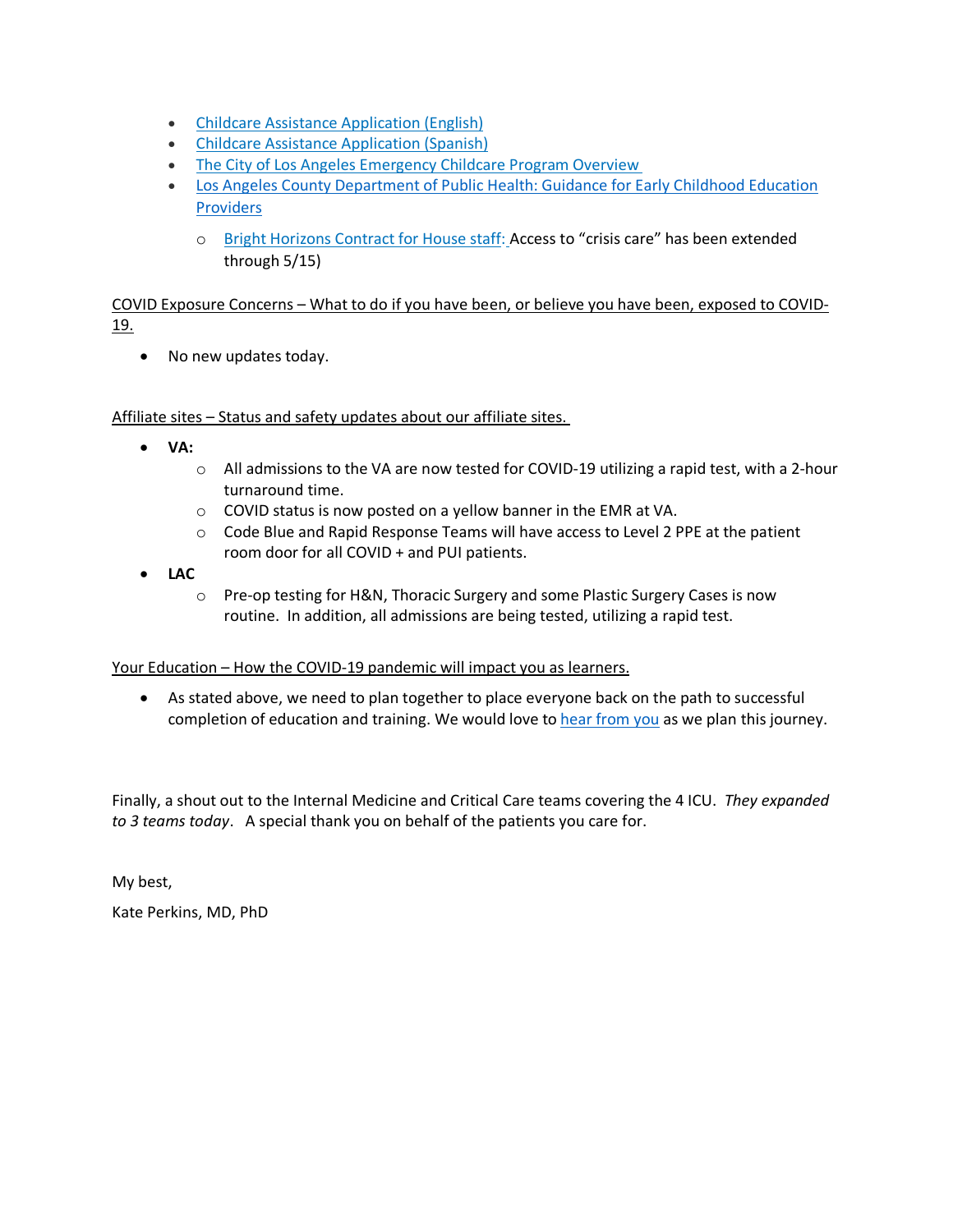- Childcare Assistance Application (English)
- Childcare Assistance Application (Spanish)
- The City of Los Angeles Emergency Childcare Program Overview
- Los Angeles County Department of Public Health: Guidance for Early Childhood Education Providers
    - Bright Horizons Contract for House staff: Access to "crisis care" has been extended through 5/15)

COVID Exposure Concerns – What to do if you have been, or believe you have been, exposed to COVID-19.

- No new updates today.

Affiliate sites – Status and safety updates about our affiliate sites.

- **VA:**
    - All admissions to the VA are now tested for COVID-19 utilizing a rapid test, with a 2-hour turnaround time.
    - COVID status is now posted on a yellow banner in the EMR at VA.
    - Code Blue and Rapid Response Teams will have access to Level 2 PPE at the patient room door for all COVID + and PUI patients.
- **LAC**
    - Pre-op testing for H&N, Thoracic Surgery and some Plastic Surgery Cases is now routine. In addition, all admissions are being tested, utilizing a rapid test.

Your Education – How the COVID-19 pandemic will impact you as learners.

- As stated above, we need to plan together to place everyone back on the path to successful completion of education and training. We would love to hear from you as we plan this journey.

Finally, a shout out to the Internal Medicine and Critical Care teams covering the 4 ICU. *They expanded to 3 teams today*. A special thank you on behalf of the patients you care for.

My best,

Kate Perkins, MD, PhD